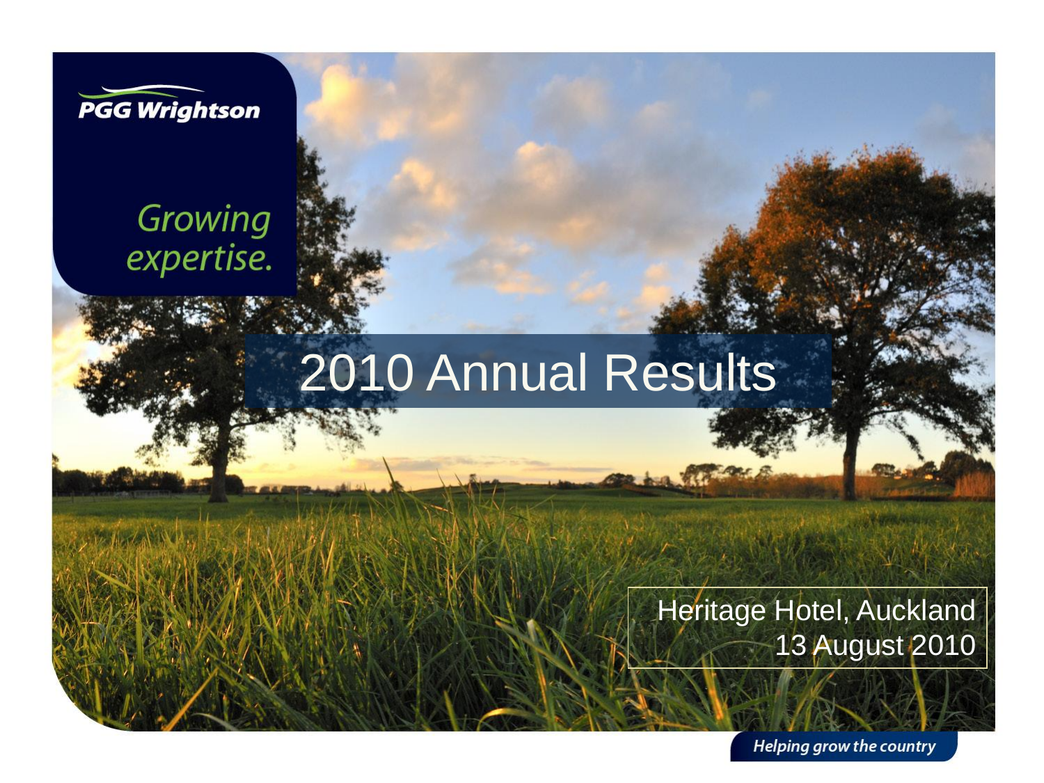PGG Wrightson

Growing expertise.

# 2010 Annual Results

Heritage Hotel, Auckland
13 August 2010

Helping grow the country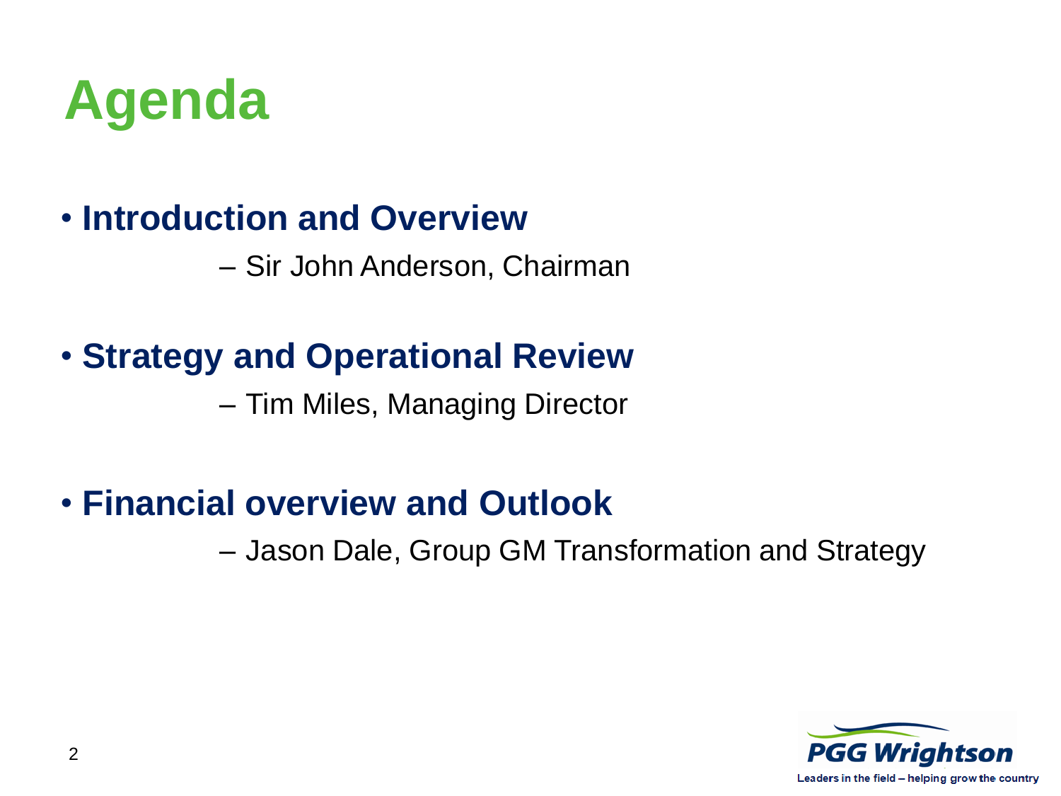# Agenda

- **Introduction and Overview**
  - Sir John Anderson, Chairman
- **Strategy and Operational Review**
  - Tim Miles, Managing Director
- **Financial overview and Outlook**
  - Jason Dale, Group GM Transformation and Strategy

PGG Wrightson

Leaders in the field – helping grow the country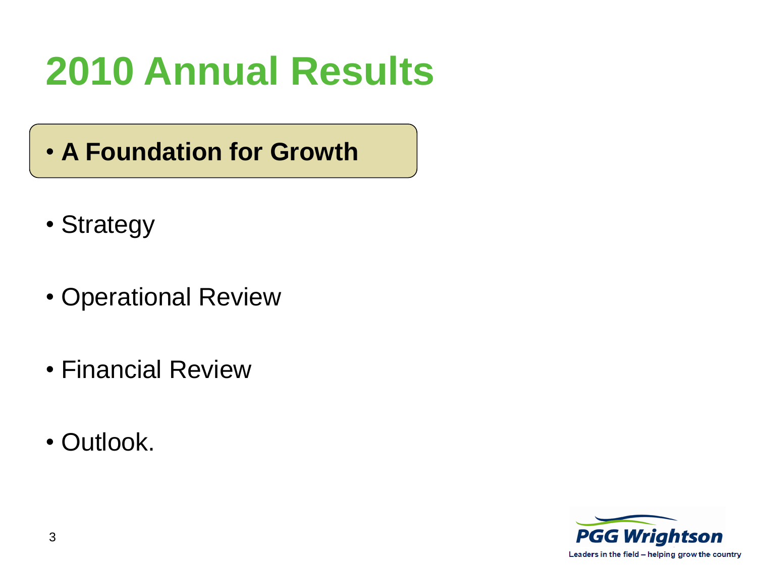# 2010 Annual Results

- **A Foundation for Growth**
- Strategy
- Operational Review
- Financial Review
- Outlook.

PGG Wrightson
Leaders in the field – helping grow the country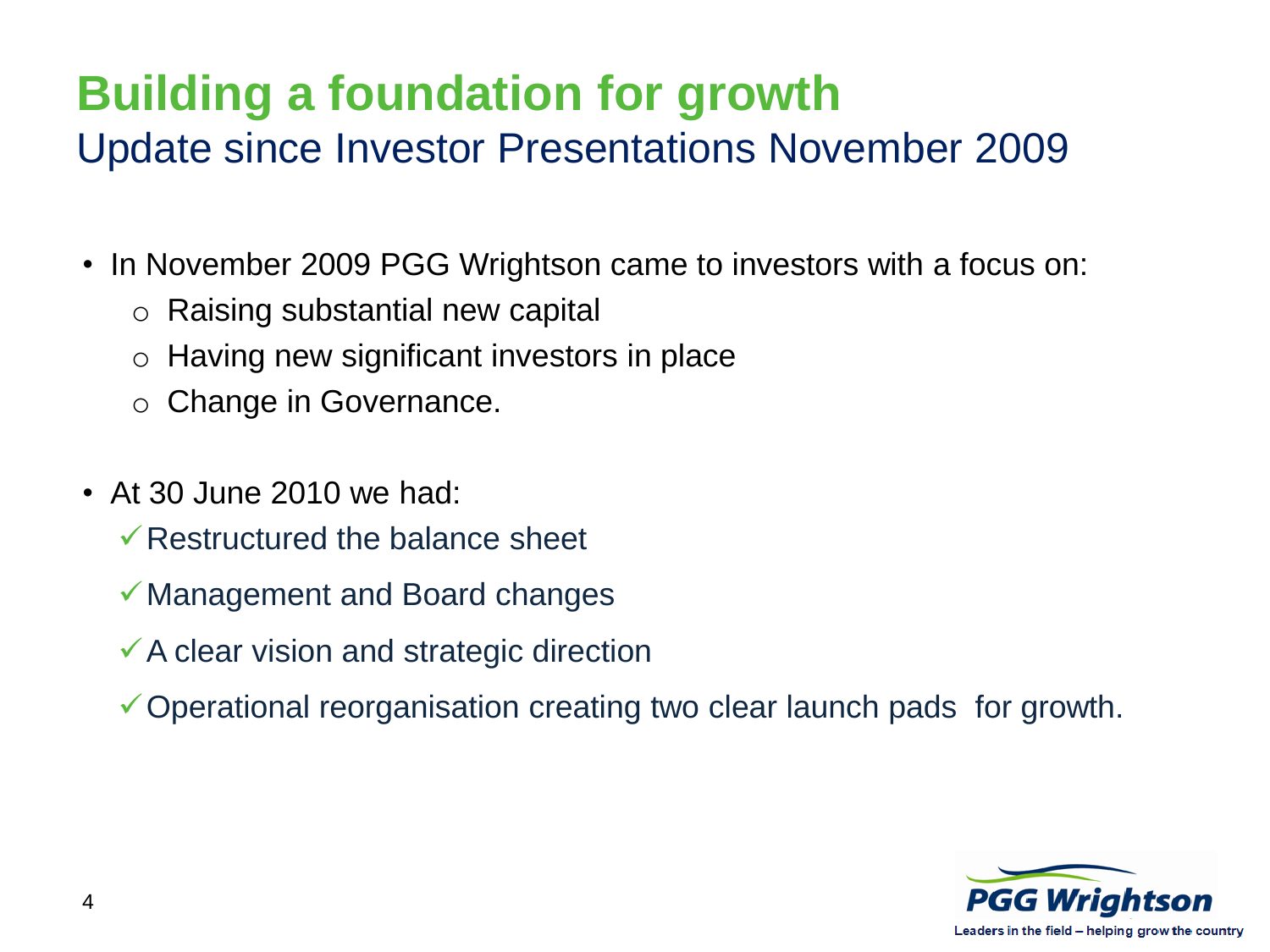# Building a foundation for growth

## Update since Investor Presentations November 2009

- In November 2009 PGG Wrightson came to investors with a focus on:
  - Raising substantial new capital
  - Having new significant investors in place
  - Change in Governance.

- At 30 June 2010 we had:
  - ✓ Restructured the balance sheet
  - ✓ Management and Board changes
  - ✓ A clear vision and strategic direction
  - ✓ Operational reorganisation creating two clear launch pads for growth.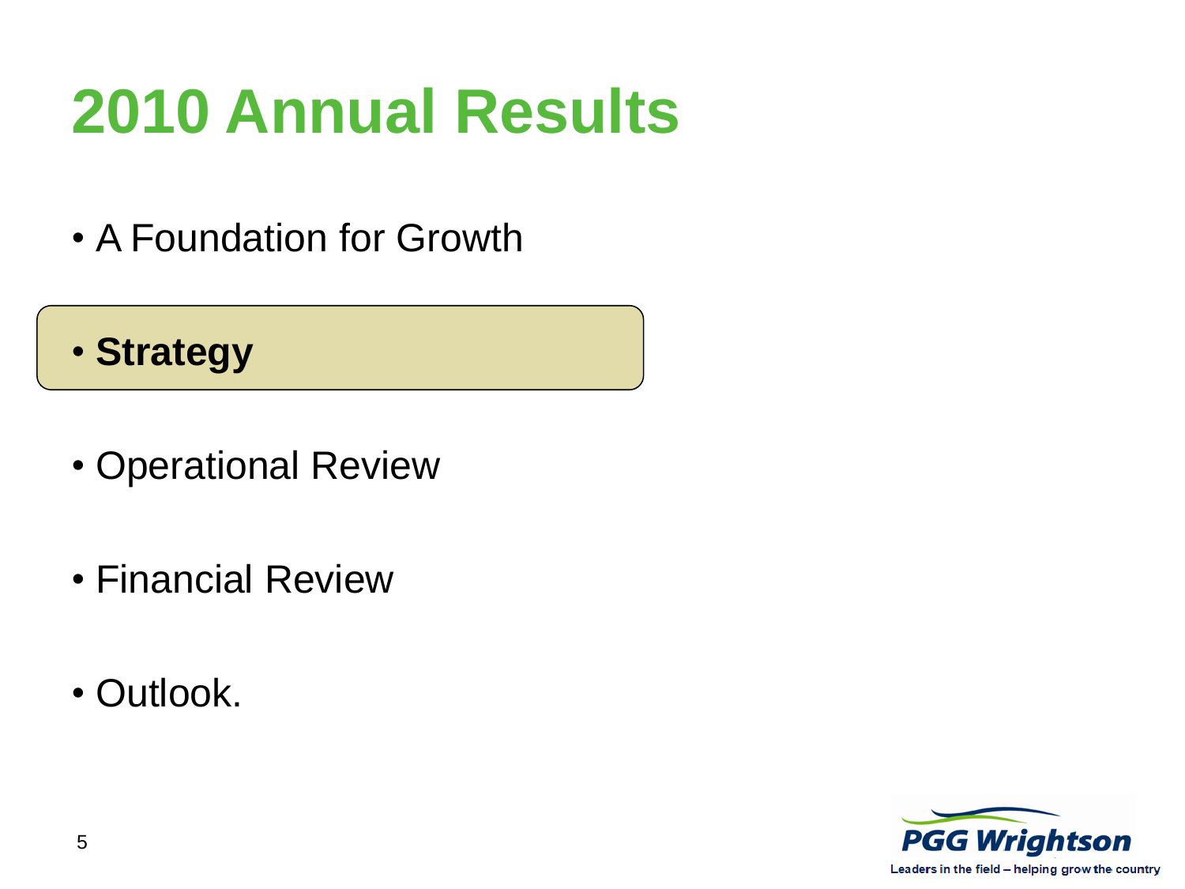# 2010 Annual Results

- A Foundation for Growth
- **Strategy**
- Operational Review
- Financial Review
- Outlook.

PGG Wrightson
Leaders in the field – helping grow the country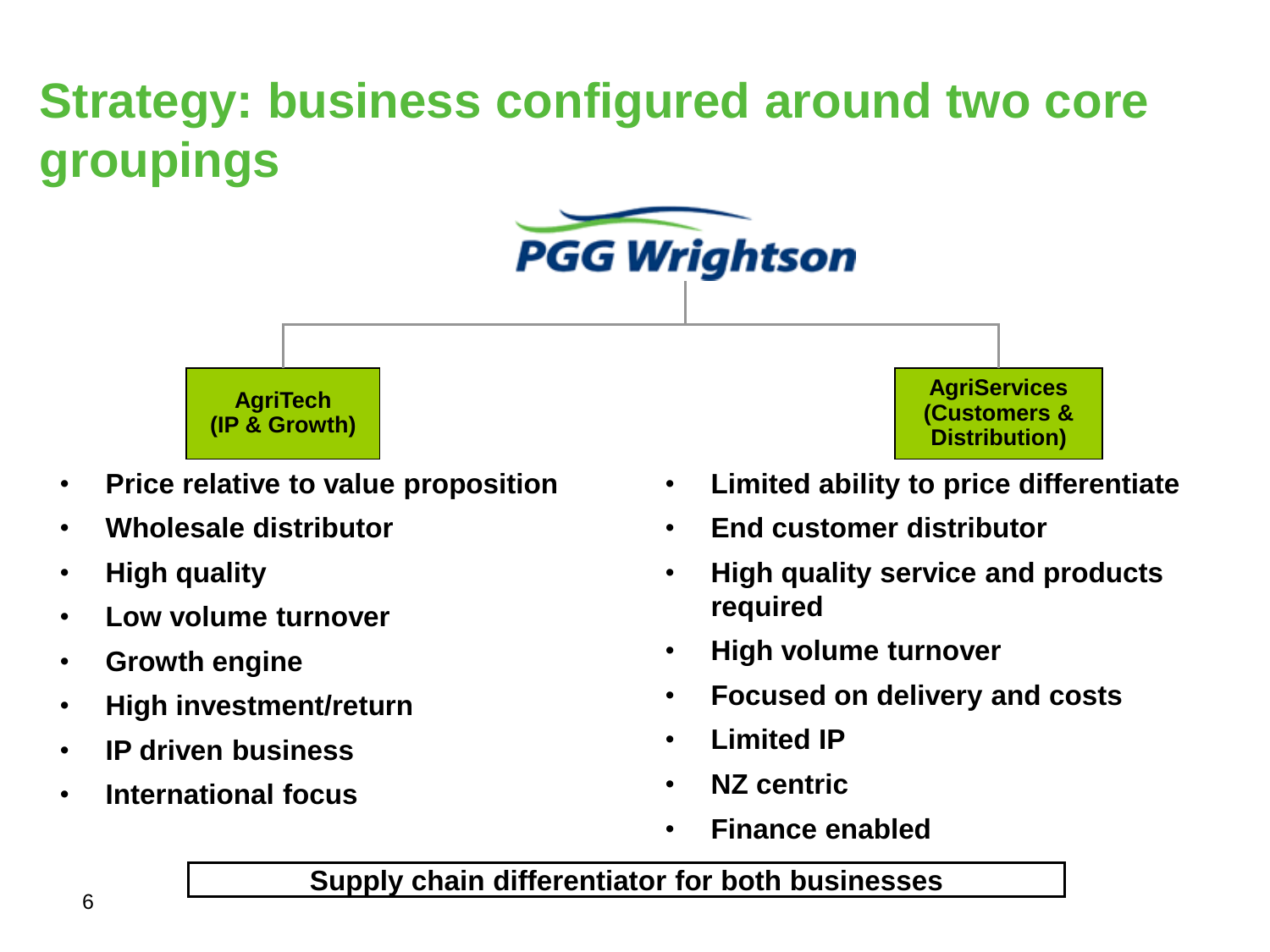# Strategy: business configured around two core groupings

PGG Wrightson

## AgriTech (IP & Growth)

- Price relative to value proposition
- Wholesale distributor
- High quality
- Low volume turnover
- Growth engine
- High investment/return
- IP driven business
- International focus

## AgriServices (Customers & Distribution)

- Limited ability to price differentiate
- End customer distributor
- High quality service and products required
- High volume turnover
- Focused on delivery and costs
- Limited IP
- NZ centric
- Finance enabled

**Supply chain differentiator for both businesses**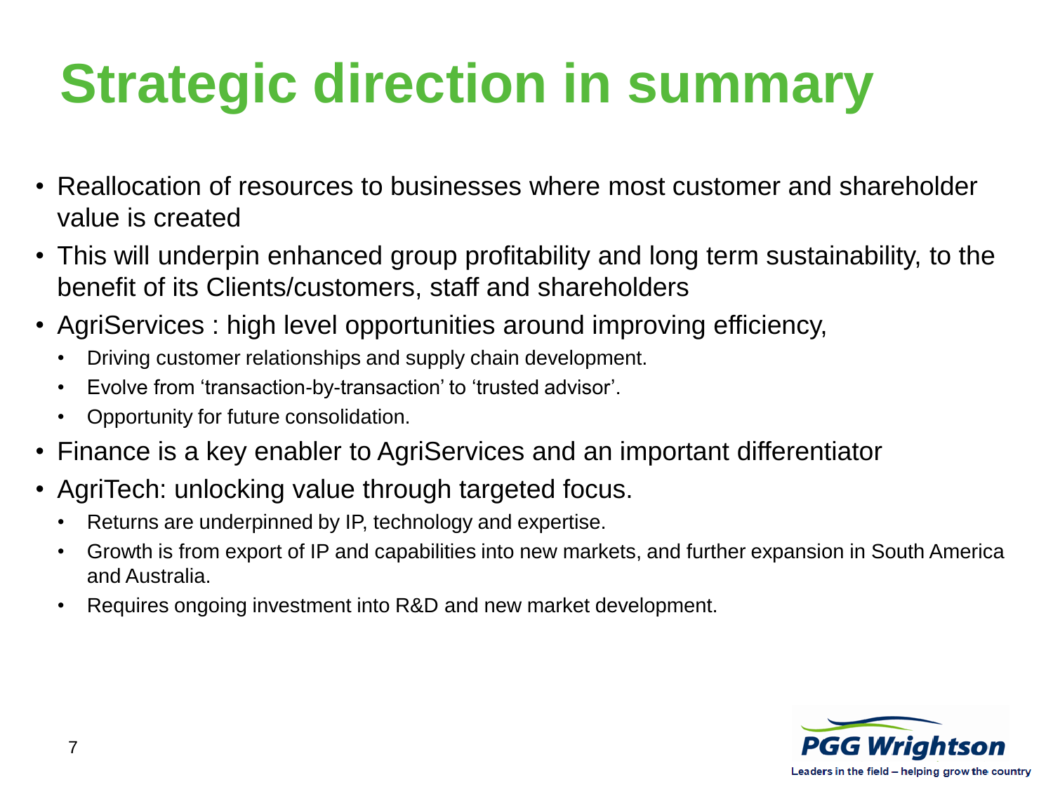# Strategic direction in summary

- Reallocation of resources to businesses where most customer and shareholder value is created
- This will underpin enhanced group profitability and long term sustainability, to the benefit of its Clients/customers, staff and shareholders
- AgriServices : high level opportunities around improving efficiency,
  - Driving customer relationships and supply chain development.
  - Evolve from 'transaction-by-transaction' to 'trusted advisor'.
  - Opportunity for future consolidation.
- Finance is a key enabler to AgriServices and an important differentiator
- AgriTech: unlocking value through targeted focus.
  - Returns are underpinned by IP, technology and expertise.
  - Growth is from export of IP and capabilities into new markets, and further expansion in South America and Australia.
  - Requires ongoing investment into R&D and new market development.

PGG Wrightson

Leaders in the field – helping grow the country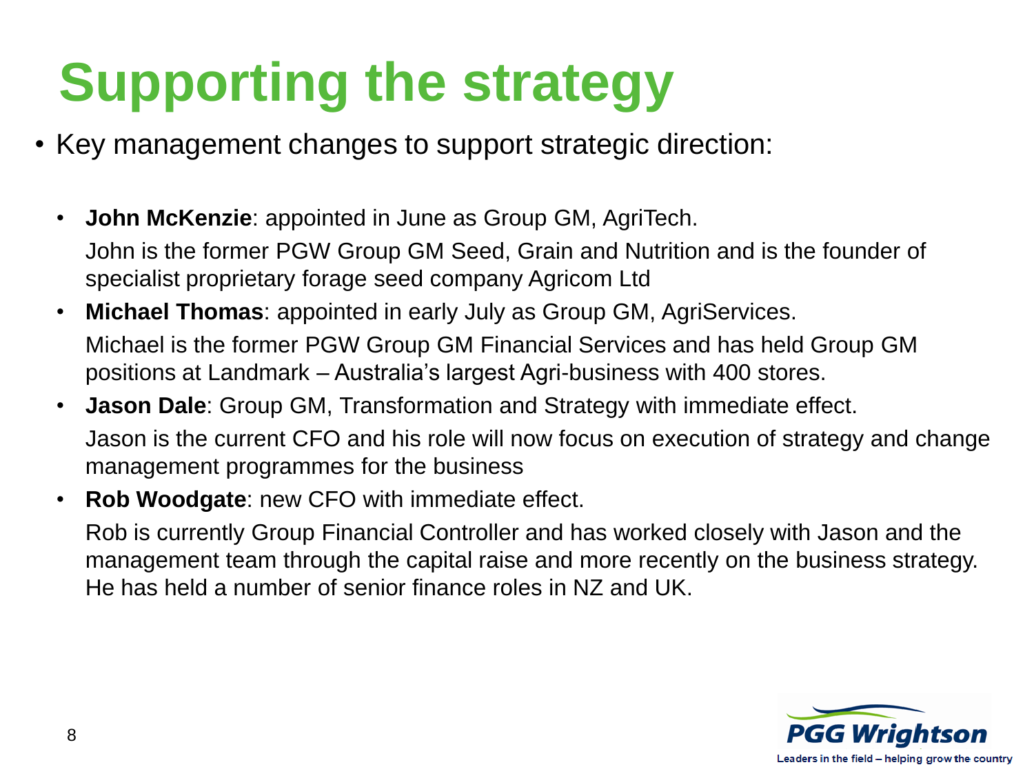# Supporting the strategy

- Key management changes to support strategic direction:
  - **John McKenzie**: appointed in June as Group GM, AgriTech.

    John is the former PGW Group GM Seed, Grain and Nutrition and is the founder of specialist proprietary forage seed company Agricom Ltd
  - **Michael Thomas**: appointed in early July as Group GM, AgriServices.

    Michael is the former PGW Group GM Financial Services and has held Group GM positions at Landmark – Australia's largest Agri-business with 400 stores.
  - **Jason Dale**: Group GM, Transformation and Strategy with immediate effect.

    Jason is the current CFO and his role will now focus on execution of strategy and change management programmes for the business
  - **Rob Woodgate**: new CFO with immediate effect.

    Rob is currently Group Financial Controller and has worked closely with Jason and the management team through the capital raise and more recently on the business strategy. He has held a number of senior finance roles in NZ and UK.

PGG Wrightson

Leaders in the field – helping grow the country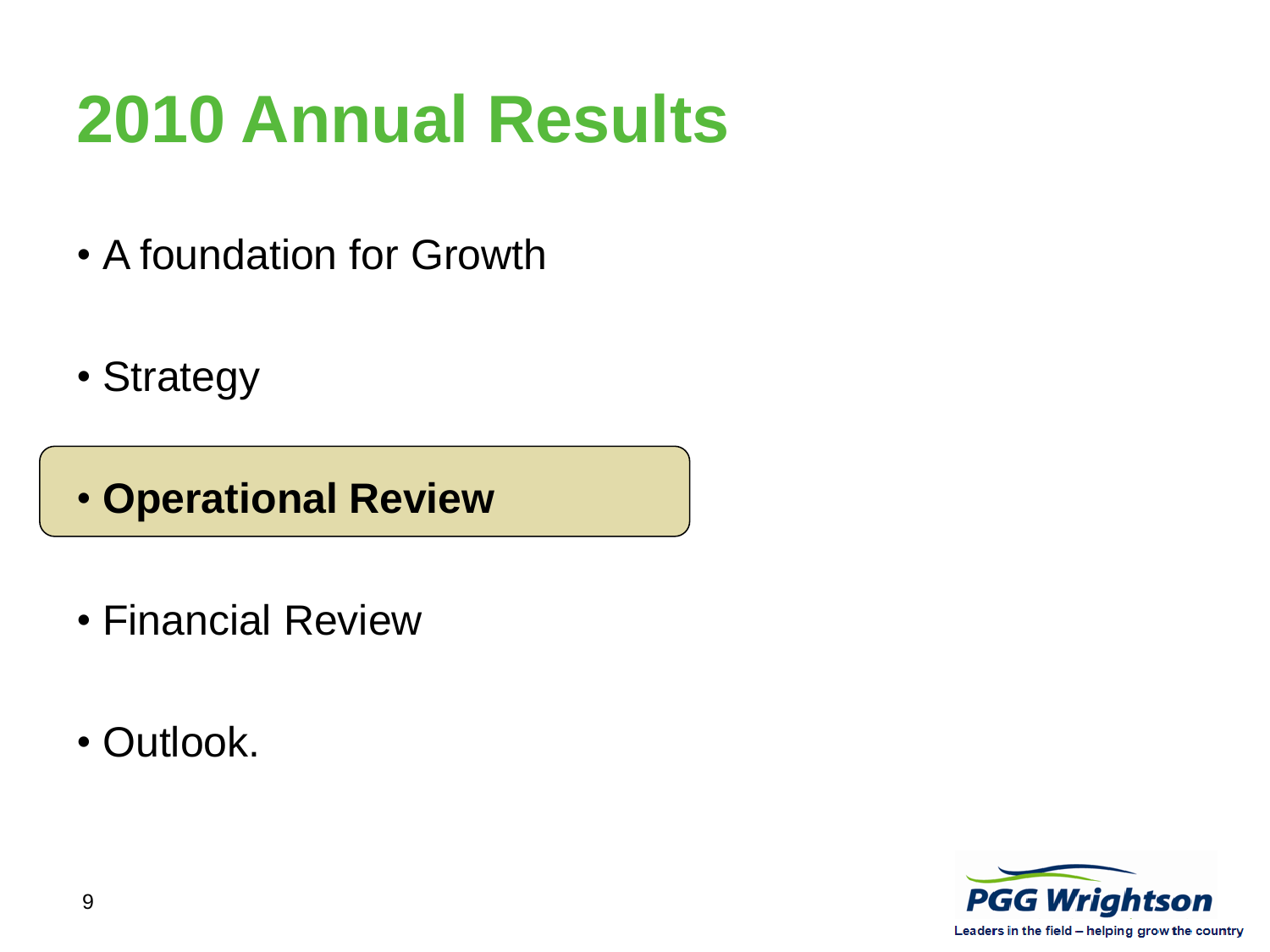# 2010 Annual Results

- A foundation for Growth
- Strategy
- **Operational Review**
- Financial Review
- Outlook.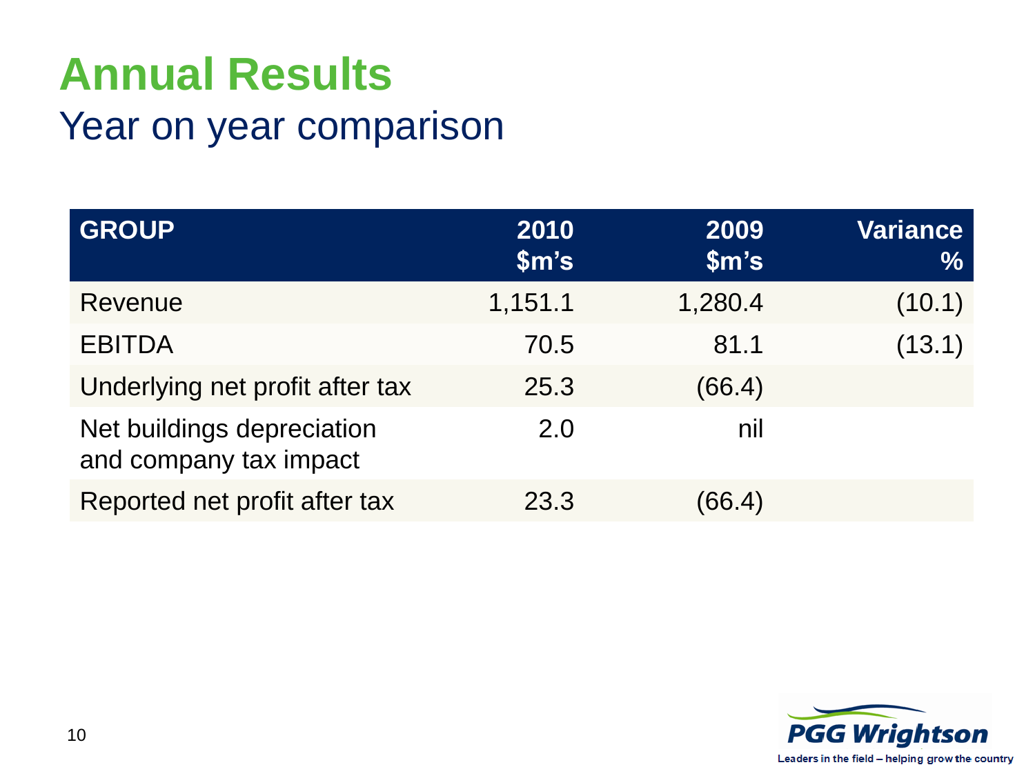# Annual Results

## Year on year comparison

| GROUP | 2010 $m's | 2009 $m's | Variance % |
|---|---|---|---|
| Revenue | 1,151.1 | 1,280.4 | (10.1) |
| EBITDA | 70.5 | 81.1 | (13.1) |
| Underlying net profit after tax | 25.3 | (66.4) | |
| Net buildings depreciation and company tax impact | 2.0 | nil | |
| Reported net profit after tax | 23.3 | (66.4) | |

PGG Wrightson

Leaders in the field – helping grow the country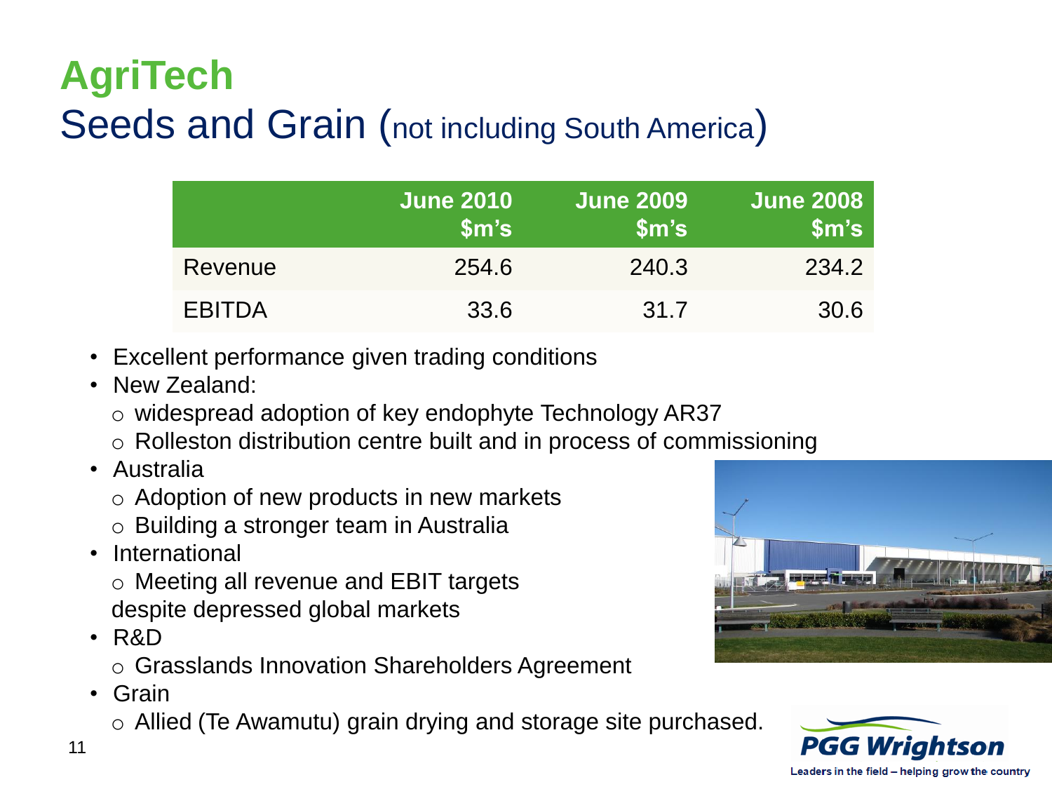# AgriTech

## Seeds and Grain (not including South America)

| | June 2010 $m's | June 2009 $m's | June 2008 $m's |
|---|---|---|---|
| Revenue | 254.6 | 240.3 | 234.2 |
| EBITDA | 33.6 | 31.7 | 30.6 |

- Excellent performance given trading conditions
- New Zealand:
  - widespread adoption of key endophyte Technology AR37
  - Rolleston distribution centre built and in process of commissioning
- Australia
  - Adoption of new products in new markets
  - Building a stronger team in Australia
- International
  - Meeting all revenue and EBIT targets despite depressed global markets
- R&D
  - Grasslands Innovation Shareholders Agreement
- Grain
  - Allied (Te Awamutu) grain drying and storage site purchased.

PGG Wrightson
Leaders in the field – helping grow the country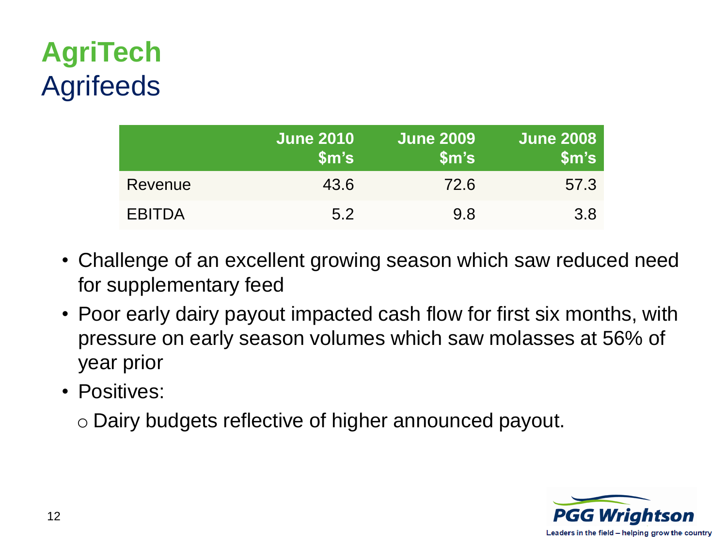# AgriTech
## Agrifeeds

| | June 2010 $m's | June 2009 $m's | June 2008 $m's |
|---|---|---|---|
| Revenue | 43.6 | 72.6 | 57.3 |
| EBITDA | 5.2 | 9.8 | 3.8 |

- Challenge of an excellent growing season which saw reduced need for supplementary feed
- Poor early dairy payout impacted cash flow for first six months, with pressure on early season volumes which saw molasses at 56% of year prior
- Positives:
  - Dairy budgets reflective of higher announced payout.

PGG Wrightson
Leaders in the field – helping grow the country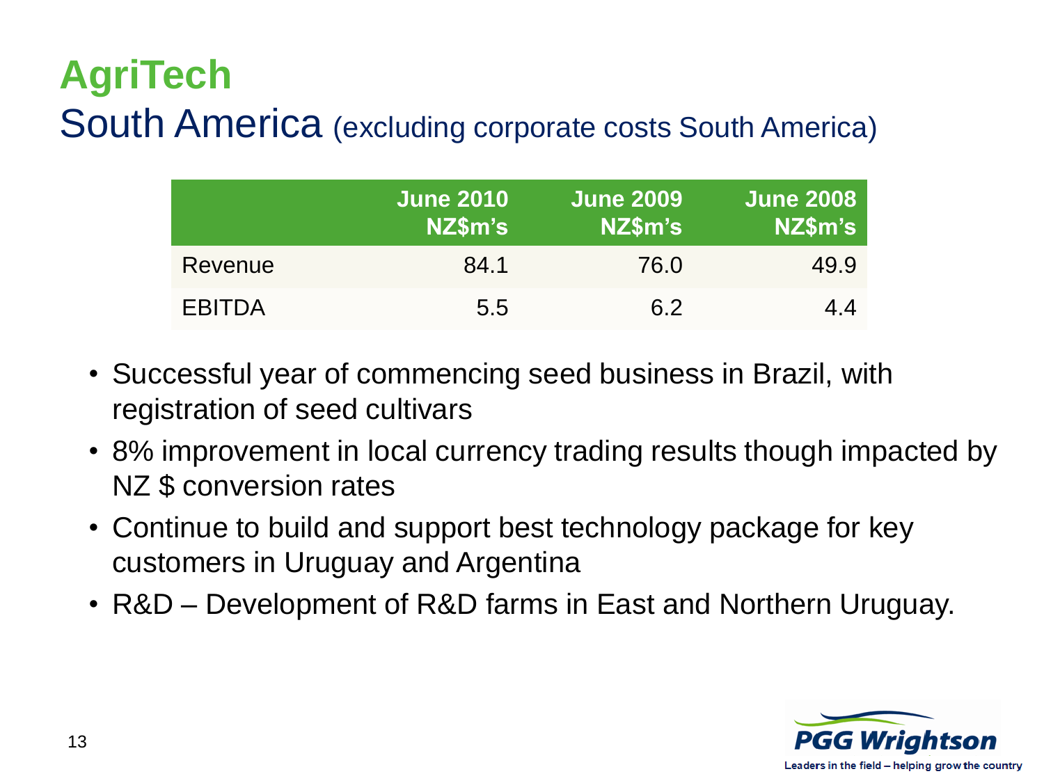# AgriTech

## South America (excluding corporate costs South America)

| | June 2010 NZ$m's | June 2009 NZ$m's | June 2008 NZ$m's |
|---|---|---|---|
| Revenue | 84.1 | 76.0 | 49.9 |
| EBITDA | 5.5 | 6.2 | 4.4 |

- Successful year of commencing seed business in Brazil, with registration of seed cultivars
- 8% improvement in local currency trading results though impacted by NZ $ conversion rates
- Continue to build and support best technology package for key customers in Uruguay and Argentina
- R&D – Development of R&D farms in East and Northern Uruguay.

PGG Wrightson

Leaders in the field – helping grow the country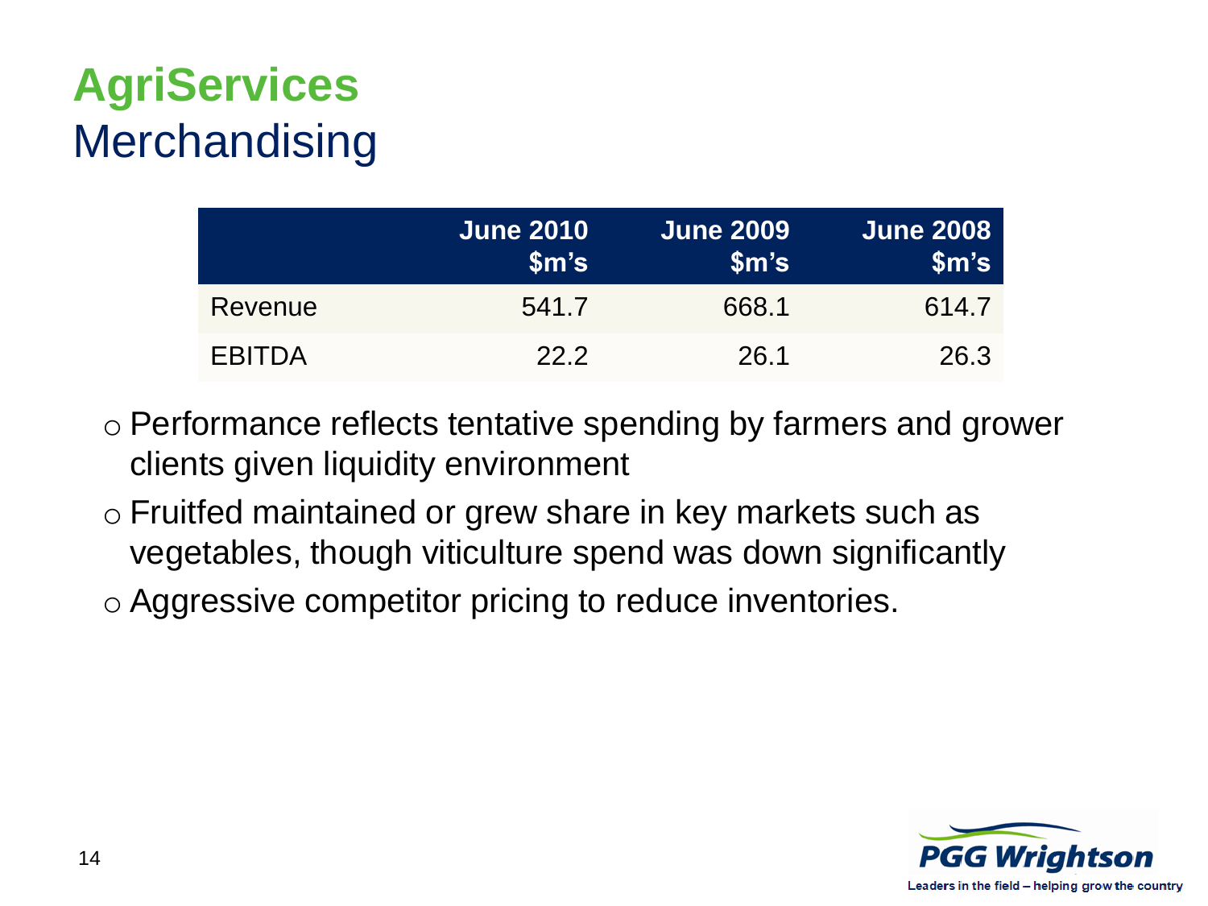# AgriServices
## Merchandising

| | June 2010 $m's | June 2009 $m's | June 2008 $m's |
|---|---|---|---|
| Revenue | 541.7 | 668.1 | 614.7 |
| EBITDA | 22.2 | 26.1 | 26.3 |

- Performance reflects tentative spending by farmers and grower clients given liquidity environment
- Fruitfed maintained or grew share in key markets such as vegetables, though viticulture spend was down significantly
- Aggressive competitor pricing to reduce inventories.

PGG Wrightson
Leaders in the field – helping grow the country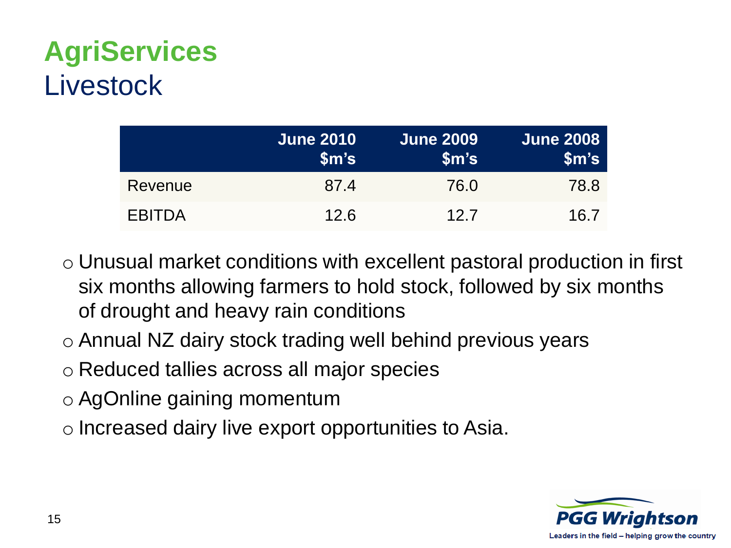# AgriServices

## Livestock

| | June 2010 $m's | June 2009 $m's | June 2008 $m's |
|---|---|---|---|
| Revenue | 87.4 | 76.0 | 78.8 |
| EBITDA | 12.6 | 12.7 | 16.7 |

- Unusual market conditions with excellent pastoral production in first six months allowing farmers to hold stock, followed by six months of drought and heavy rain conditions
- Annual NZ dairy stock trading well behind previous years
- Reduced tallies across all major species
- AgOnline gaining momentum
- Increased dairy live export opportunities to Asia.

PGG Wrightson
Leaders in the field – helping grow the country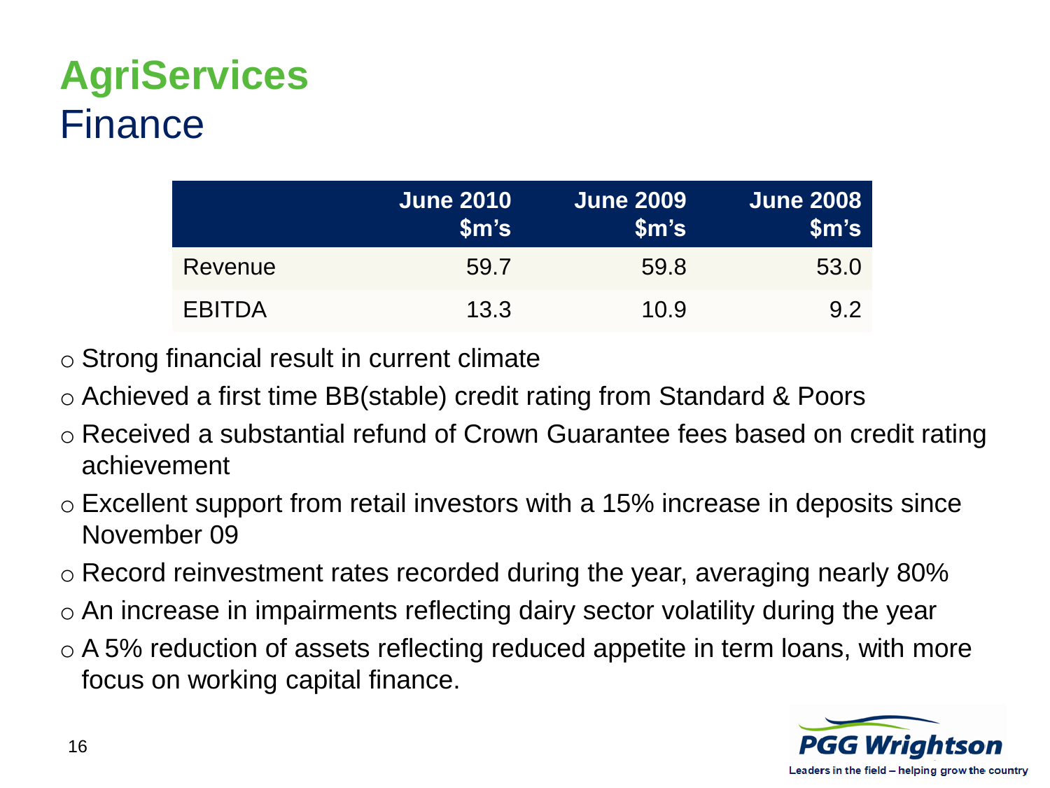# AgriServices
## Finance

| | June 2010 $m's | June 2009 $m's | June 2008 $m's |
|---|---|---|---|
| Revenue | 59.7 | 59.8 | 53.0 |
| EBITDA | 13.3 | 10.9 | 9.2 |

- Strong financial result in current climate
- Achieved a first time BB(stable) credit rating from Standard & Poors
- Received a substantial refund of Crown Guarantee fees based on credit rating achievement
- Excellent support from retail investors with a 15% increase in deposits since November 09
- Record reinvestment rates recorded during the year, averaging nearly 80%
- An increase in impairments reflecting dairy sector volatility during the year
- A 5% reduction of assets reflecting reduced appetite in term loans, with more focus on working capital finance.

PGG Wrightson
Leaders in the field – helping grow the country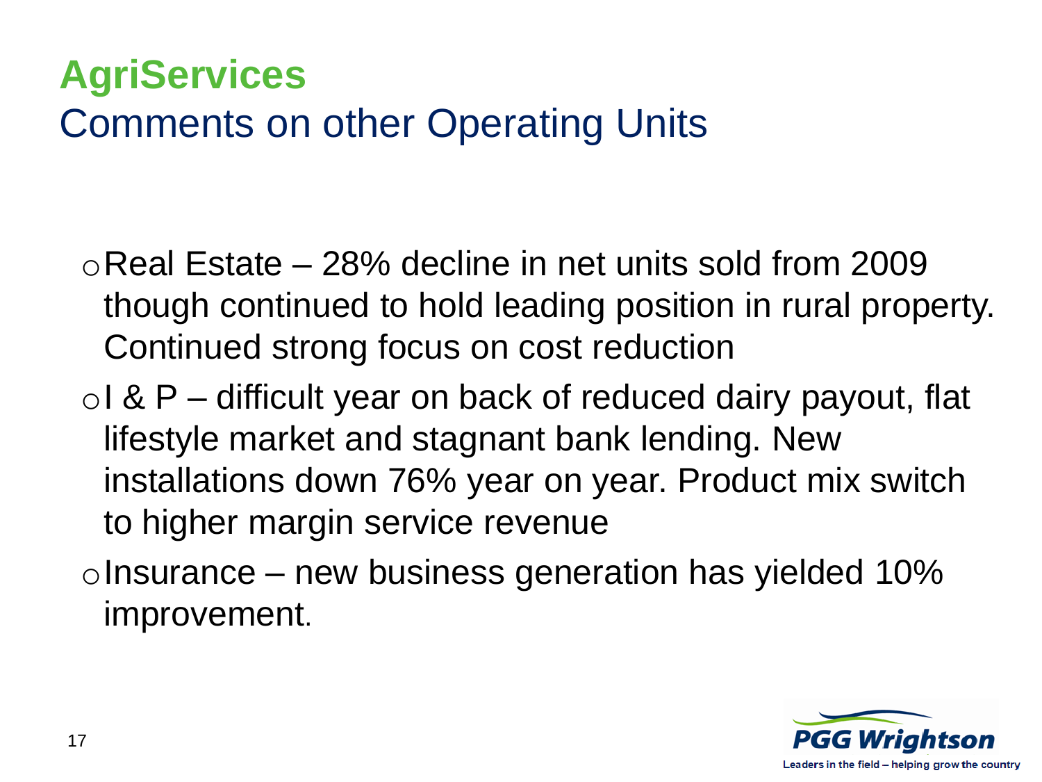# AgriServices

## Comments on other Operating Units

- Real Estate – 28% decline in net units sold from 2009 though continued to hold leading position in rural property. Continued strong focus on cost reduction
- I & P – difficult year on back of reduced dairy payout, flat lifestyle market and stagnant bank lending. New installations down 76% year on year. Product mix switch to higher margin service revenue
- Insurance – new business generation has yielded 10% improvement.

PGG Wrightson
Leaders in the field – helping grow the country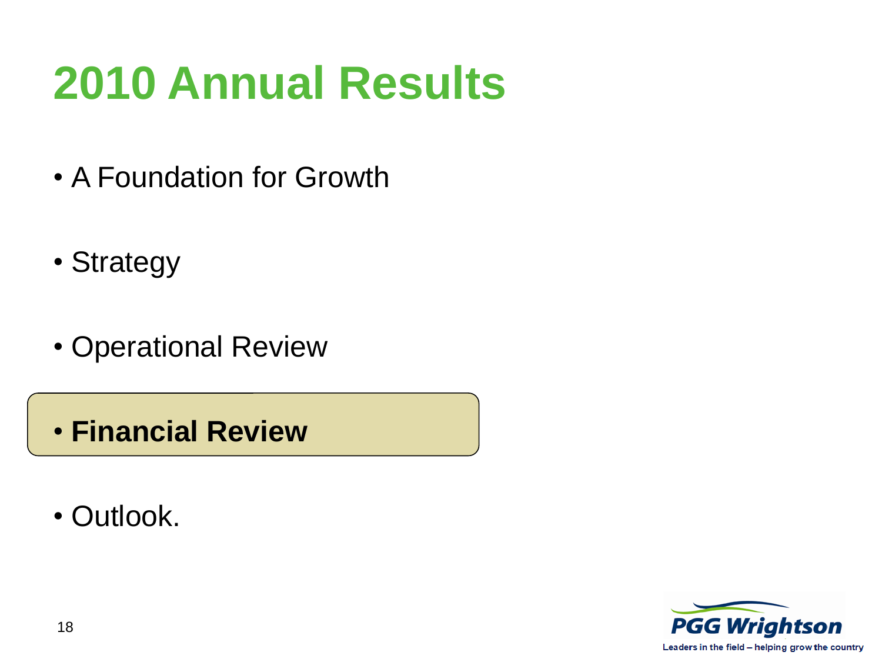# 2010 Annual Results

- A Foundation for Growth
- Strategy
- Operational Review
- **Financial Review**
- Outlook.

PGG Wrightson

Leaders in the field – helping grow the country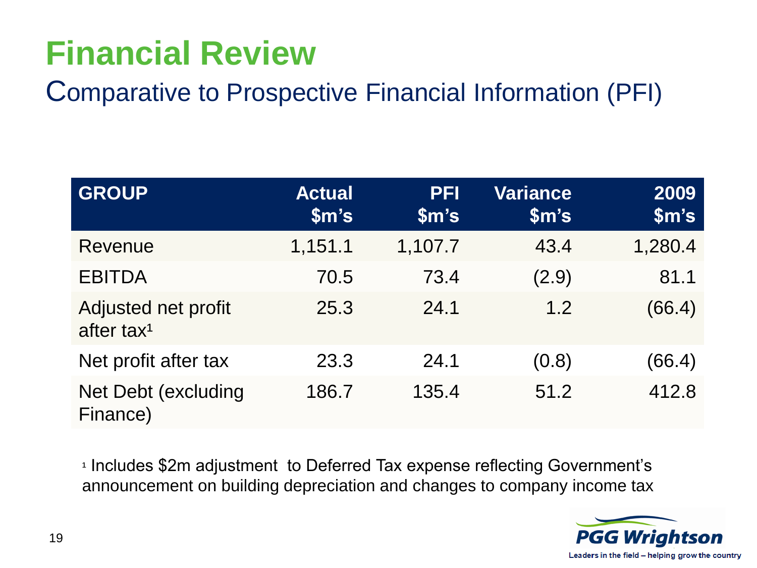# Financial Review

## Comparative to Prospective Financial Information (PFI)

| GROUP | Actual $m's | PFI $m's | Variance $m's | 2009 $m's |
|---|---|---|---|---|
| Revenue | 1,151.1 | 1,107.7 | 43.4 | 1,280.4 |
| EBITDA | 70.5 | 73.4 | (2.9) | 81.1 |
| Adjusted net profit after tax[1] | 25.3 | 24.1 | 1.2 | (66.4) |
| Net profit after tax | 23.3 | 24.1 | (0.8) | (66.4) |
| Net Debt (excluding Finance) | 186.7 | 135.4 | 51.2 | 412.8 |

[1] Includes $2m adjustment to Deferred Tax expense reflecting Government's announcement on building depreciation and changes to company income tax

PGG Wrightson

Leaders in the field – helping grow the country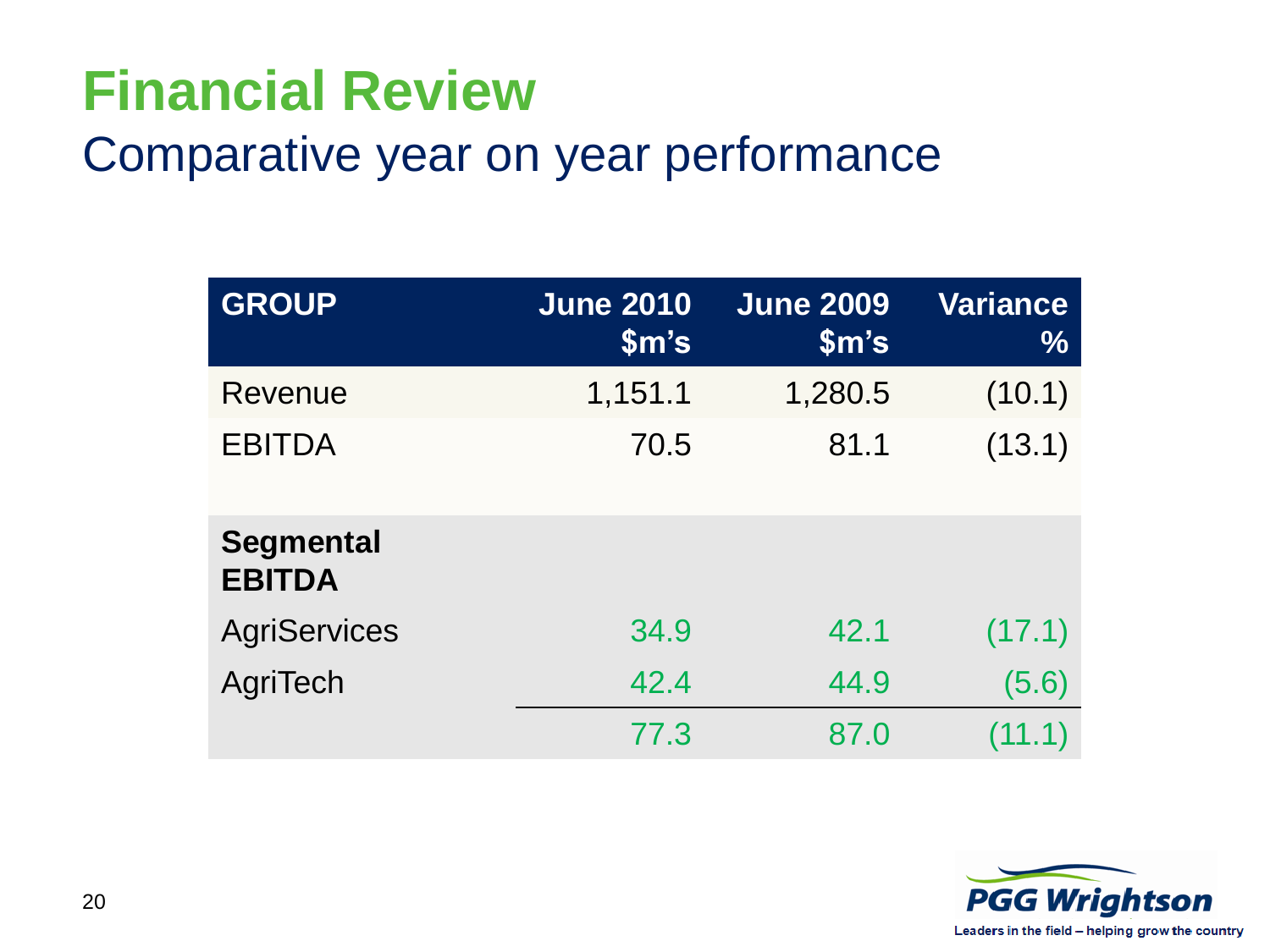# Financial Review

## Comparative year on year performance

| GROUP | June 2010 $m's | June 2009 $m's | Variance % |
|---|---|---|---|
| Revenue | 1,151.1 | 1,280.5 | (10.1) |
| EBITDA | 70.5 | 81.1 | (13.1) |
| **Segmental EBITDA** | | | |
| AgriServices | 34.9 | 42.1 | (17.1) |
| AgriTech | 42.4 | 44.9 | (5.6) |
| | 77.3 | 87.0 | (11.1) |

PGG Wrightson

Leaders in the field – helping grow the country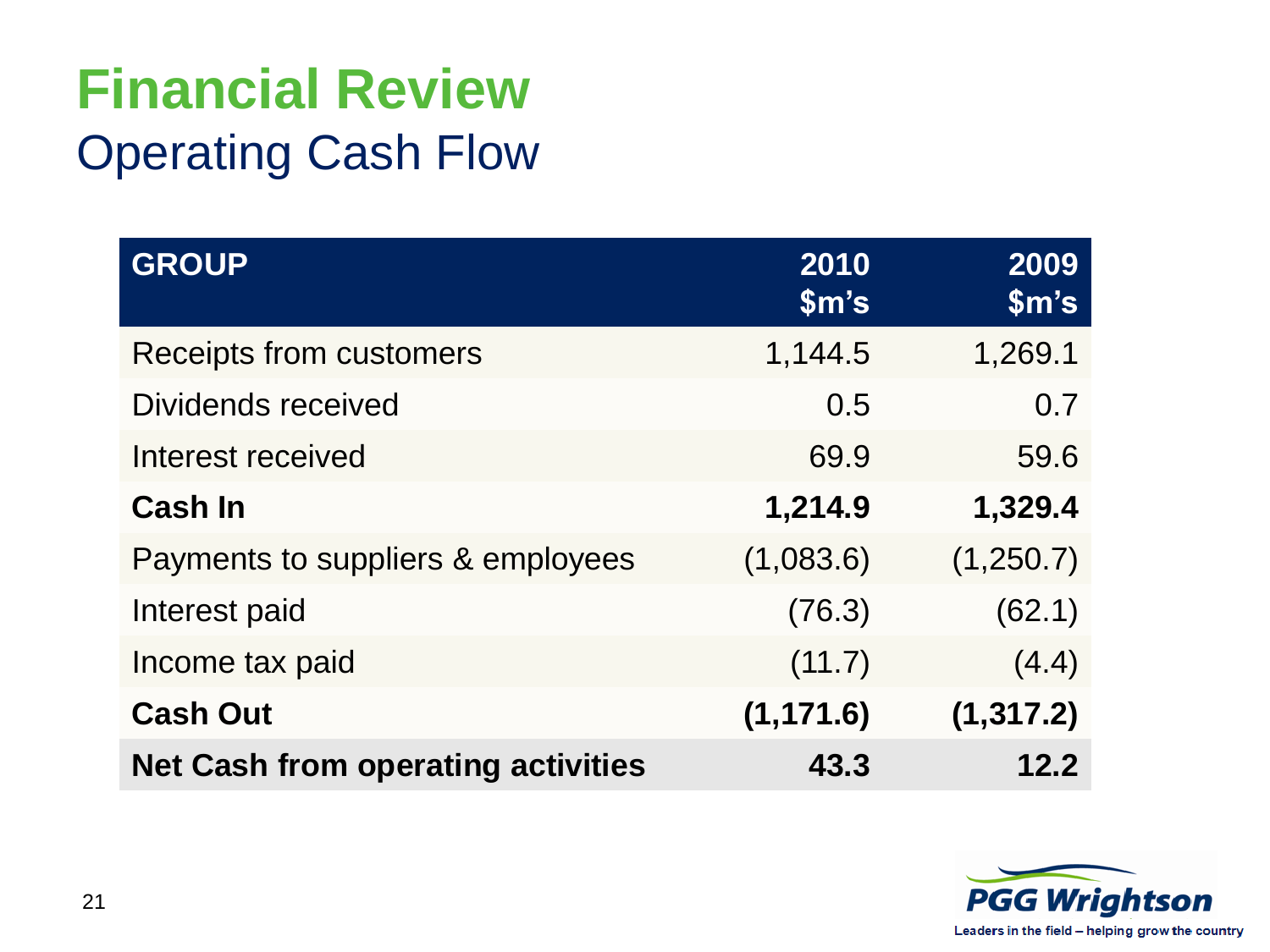# Financial Review

## Operating Cash Flow

| GROUP | 2010 $m's | 2009 $m's |
|---|---|---|
| Receipts from customers | 1,144.5 | 1,269.1 |
| Dividends received | 0.5 | 0.7 |
| Interest received | 69.9 | 59.6 |
| **Cash In** | **1,214.9** | **1,329.4** |
| Payments to suppliers & employees | (1,083.6) | (1,250.7) |
| Interest paid | (76.3) | (62.1) |
| Income tax paid | (11.7) | (4.4) |
| **Cash Out** | **(1,171.6)** | **(1,317.2)** |
| **Net Cash from operating activities** | **43.3** | **12.2** |

PGG Wrightson

Leaders in the field – helping grow the country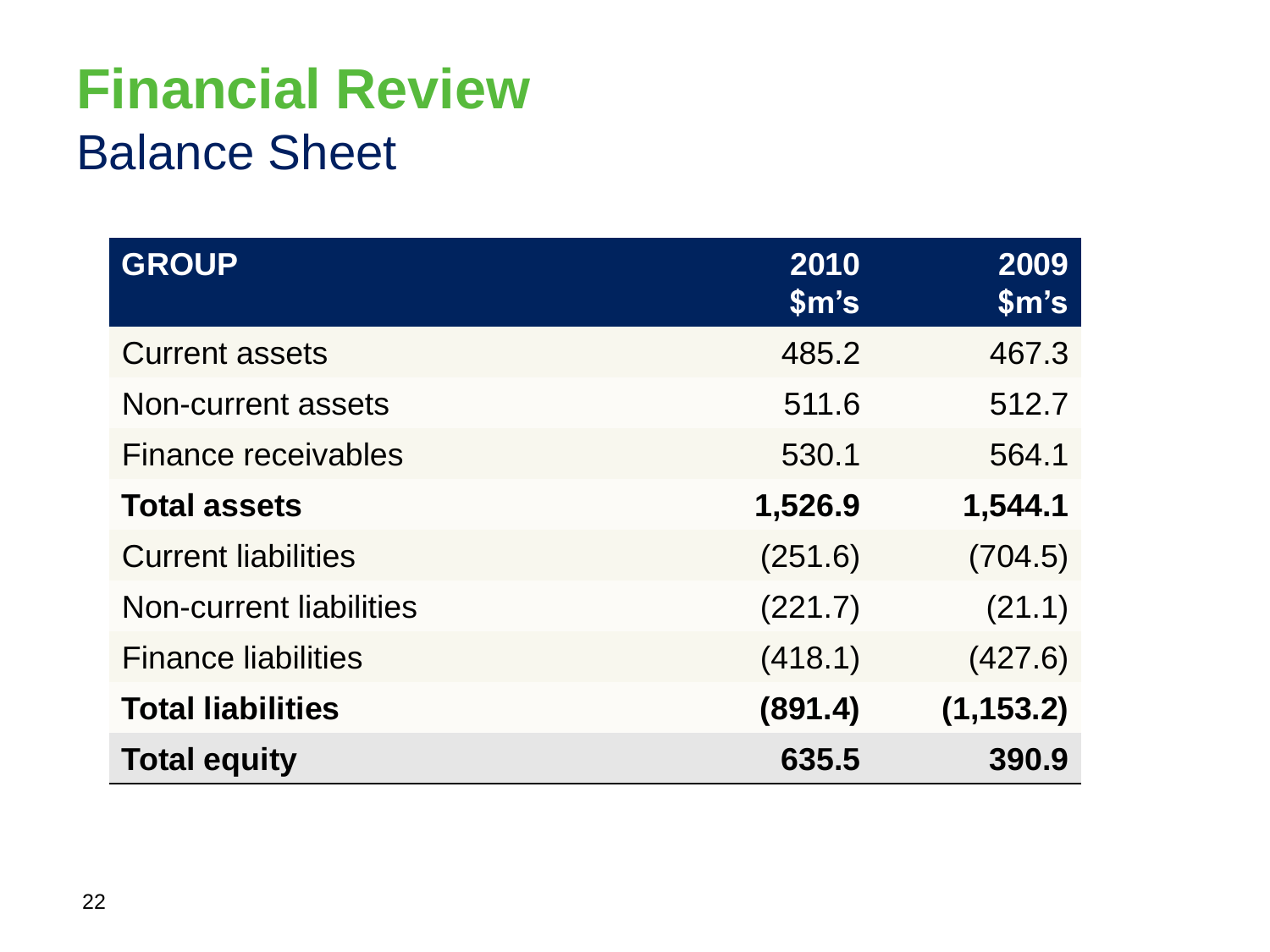# Financial Review

## Balance Sheet

| GROUP | 2010 $m's | 2009 $m's |
|---|---|---|
| Current assets | 485.2 | 467.3 |
| Non-current assets | 511.6 | 512.7 |
| Finance receivables | 530.1 | 564.1 |
| **Total assets** | **1,526.9** | **1,544.1** |
| Current liabilities | (251.6) | (704.5) |
| Non-current liabilities | (221.7) | (21.1) |
| Finance liabilities | (418.1) | (427.6) |
| **Total liabilities** | **(891.4)** | **(1,153.2)** |
| **Total equity** | **635.5** | **390.9** |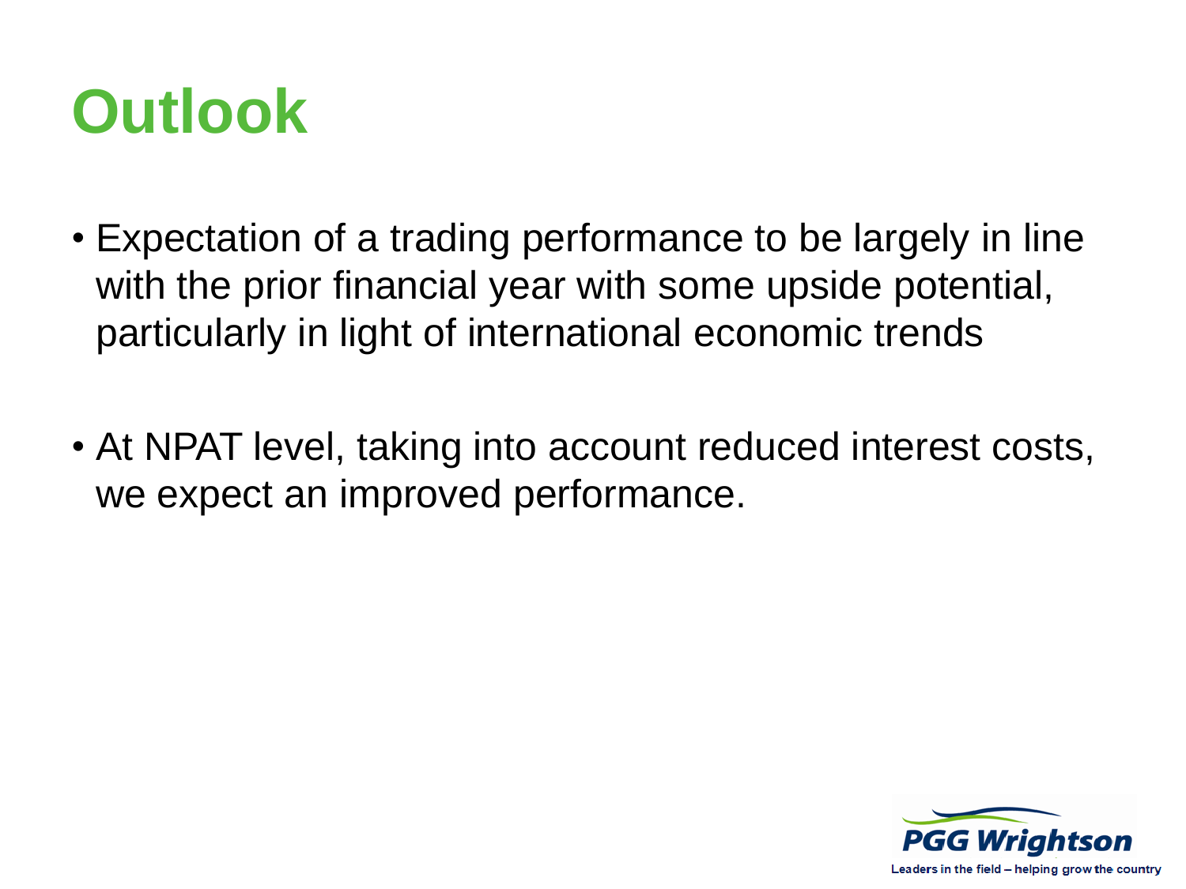# Outlook

- Expectation of a trading performance to be largely in line with the prior financial year with some upside potential, particularly in light of international economic trends
- At NPAT level, taking into account reduced interest costs, we expect an improved performance.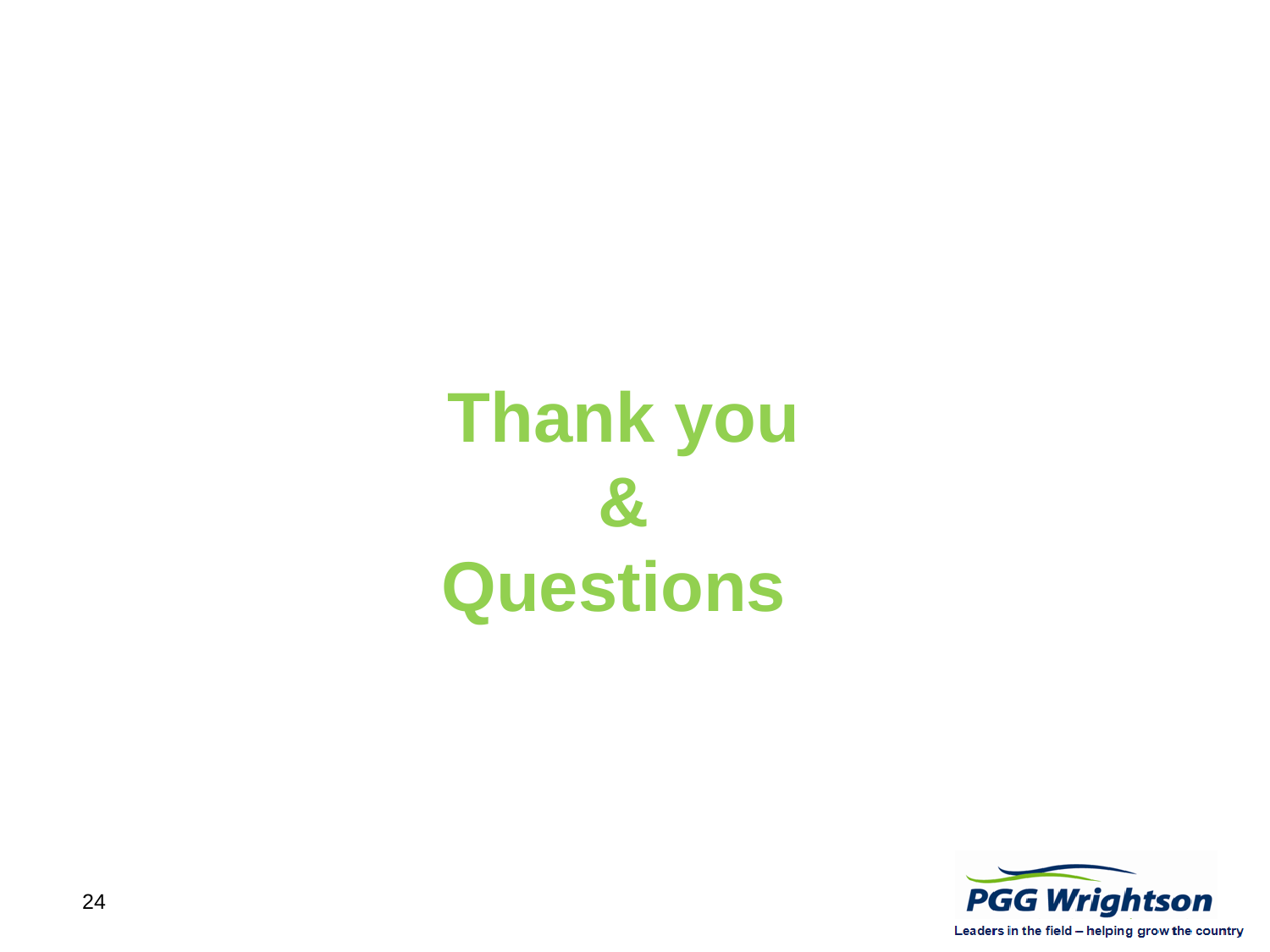# Thank you
# &
# Questions